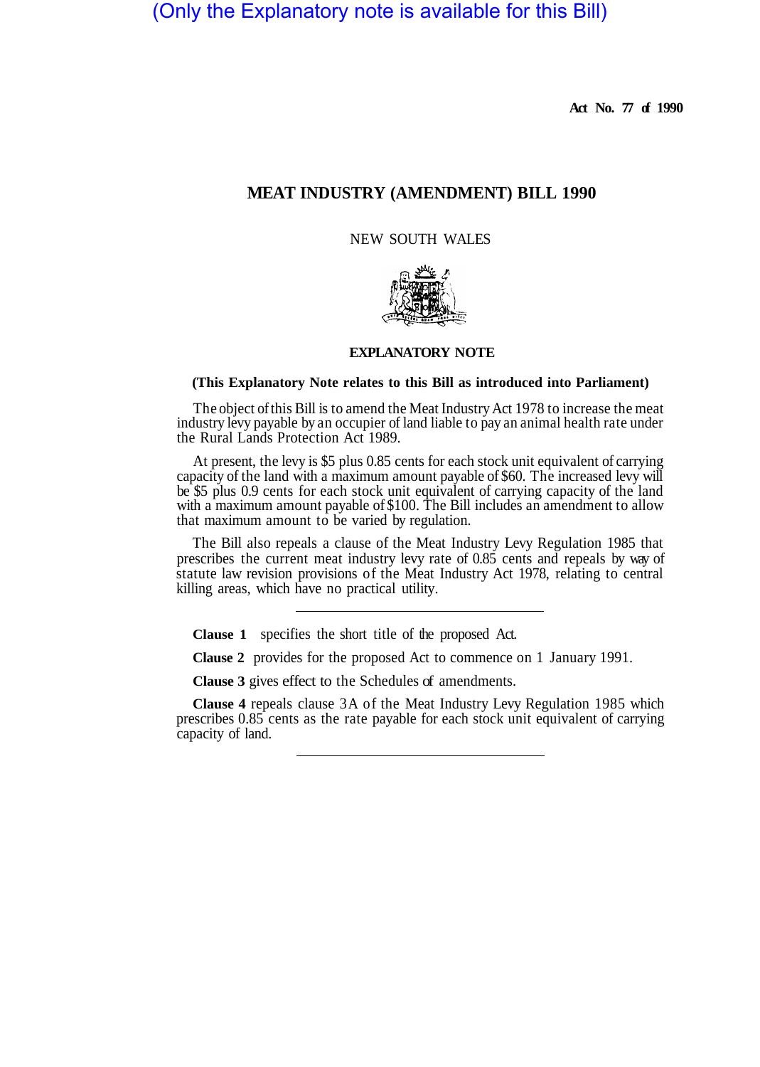(Only the Explanatory note is available for this Bill)

**Act No. 77 of 1990**

# MEAT INDUSTRY (AMENDMENT) BILL 1990

NEW SOUTH WALES

## EXPLANATORY NOTE

**(This Explanatory Note relates to this Bill as introduced into Parliament)**

The object of this Bill is to amend the Meat Industry Act 1978 to increase the meat industry levy payable by an occupier of land liable to pay an animal health rate under the Rural Lands Protection Act 1989.

At present, the levy is $5 plus 0.85 cents for each stock unit equivalent of carrying capacity of the land with a maximum amount payable of $60. The increased levy will be $5 plus 0.9 cents for each stock unit equivalent of carrying capacity of the land with a maximum amount payable of $100. The Bill includes an amendment to allow that maximum amount to be varied by regulation.

The Bill also repeals a clause of the Meat Industry Levy Regulation 1985 that prescribes the current meat industry levy rate of 0.85 cents and repeals by way of statute law revision provisions of the Meat Industry Act 1978, relating to central killing areas, which have no practical utility.

---

**Clause 1** specifies the short title of the proposed Act.

**Clause 2** provides for the proposed Act to commence on 1 January 1991.

**Clause 3** gives effect to the Schedules of amendments.

**Clause 4** repeals clause 3A of the Meat Industry Levy Regulation 1985 which prescribes 0.85 cents as the rate payable for each stock unit equivalent of carrying capacity of land.

---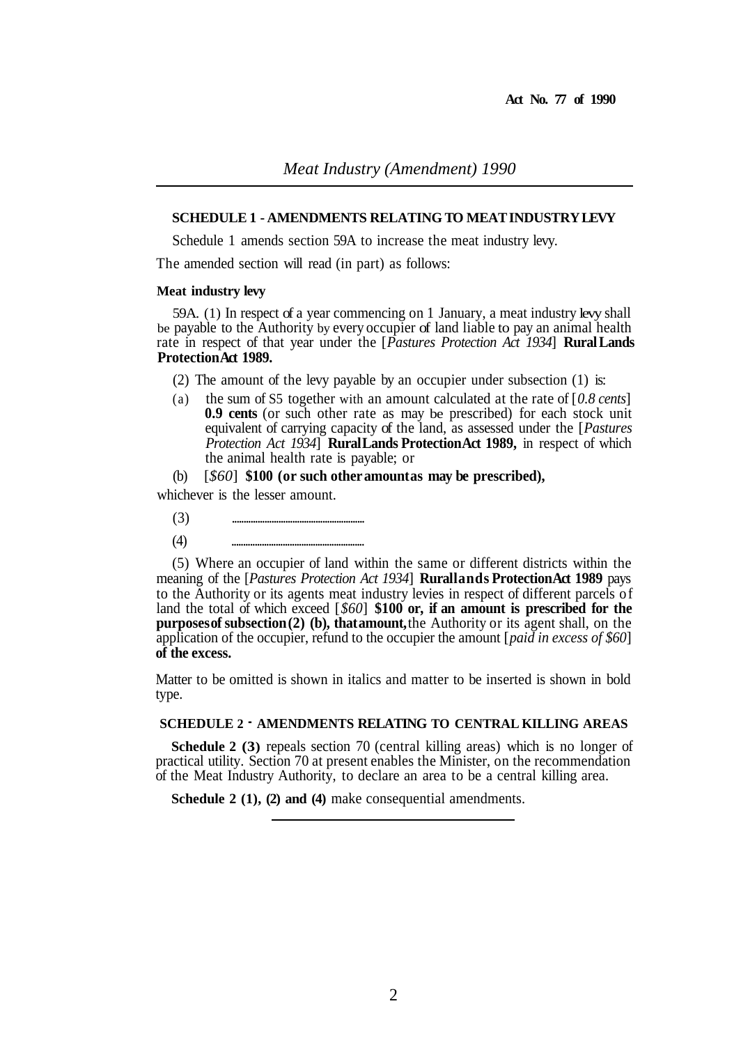**Act No. 77 of 1990**

*Meat Industry (Amendment) 1990*

**SCHEDULE 1 - AMENDMENTS RELATING TO MEAT INDUSTRY LEVY**

Schedule 1 amends section 59A to increase the meat industry levy.

The amended section will read (in part) as follows:

**Meat industry levy**

59A. (1) In respect of a year commencing on 1 January, a meat industry levy shall be payable to the Authority by every occupier of land liable to pay an animal health rate in respect of that year under the [*Pastures Protection Act 1934*] **Rural Lands Protection Act 1989.**

(2) The amount of the levy payable by an occupier under subsection (1) is:

(a) the sum of S5 together with an amount calculated at the rate of [*0.8 cents*] **0.9 cents** (or such other rate as may be prescribed) for each stock unit equivalent of carrying capacity of the land, as assessed under the [*Pastures Protection Act 1934*] **Rural Lands Protection Act 1989,** in respect of which the animal health rate is payable; or

(b) [*$60*] **$100 (or such other amount as may be prescribed),**

whichever is the lesser amount.

(3) ........................................................

(4) ........................................................

(5) Where an occupier of land within the same or different districts within the meaning of the [*Pastures Protection Act 1934*] **Rural lands Protection Act 1989** pays to the Authority or its agents meat industry levies in respect of different parcels of land the total of which exceed [*$60*] **$100 or, if an amount is prescribed for the purposes of subsection (2) (b), that amount,** the Authority or its agent shall, on the application of the occupier, refund to the occupier the amount [*paid in excess of $60*] **of the excess.**

Matter to be omitted is shown in italics and matter to be inserted is shown in bold type.

**SCHEDULE 2 - AMENDMENTS RELATING TO CENTRAL KILLING AREAS**

**Schedule 2 (3)** repeals section 70 (central killing areas) which is no longer of practical utility. Section 70 at present enables the Minister, on the recommendation of the Meat Industry Authority, to declare an area to be a central killing area.

**Schedule 2 (1), (2) and (4)** make consequential amendments.